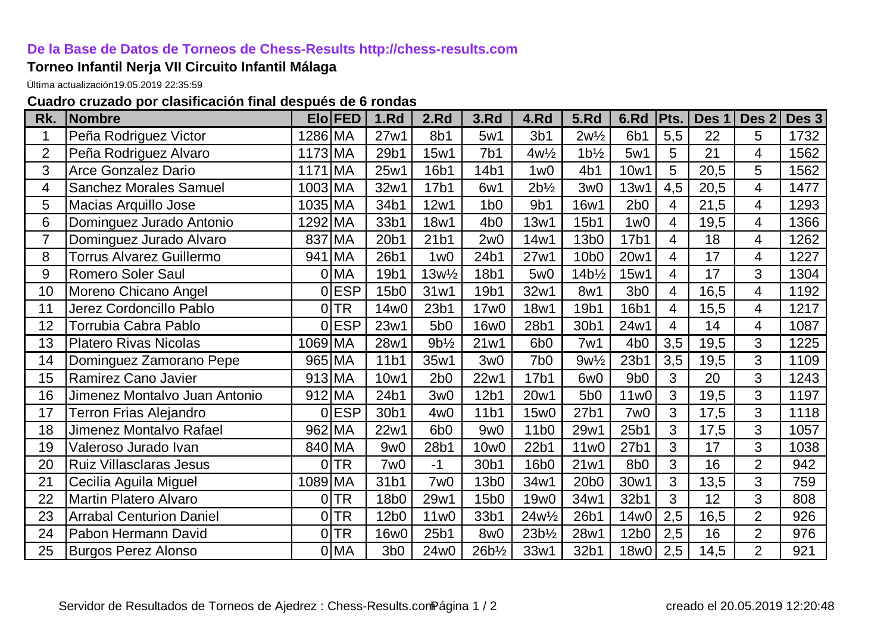**De la Base de Datos de Torneos de Chess-Results http://chess-results.com**

## Torneo Infantil Nerja VII Circuito Infantil Málaga

Última actualización19.05.2019 22:35:59

### Cuadro cruzado por clasificación final después de 6 rondas

| Rk. | Nombre | Elo | FED | 1.Rd | 2.Rd | 3.Rd | 4.Rd | 5.Rd | 6.Rd | Pts. | Des 1 | Des 2 | Des 3 |
|---|---|---|---|---|---|---|---|---|---|---|---|---|---|
| 1 | Peña Rodriguez Victor | 1286 | MA | 27w1 | 8b1 | 5w1 | 3b1 | 2w½ | 6b1 | 5,5 | 22 | 5 | 1732 |
| 2 | Peña Rodriguez Alvaro | 1173 | MA | 29b1 | 15w1 | 7b1 | 4w½ | 1b½ | 5w1 | 5 | 21 | 4 | 1562 |
| 3 | Arce Gonzalez Dario | 1171 | MA | 25w1 | 16b1 | 14b1 | 1w0 | 4b1 | 10w1 | 5 | 20,5 | 5 | 1562 |
| 4 | Sanchez Morales Samuel | 1003 | MA | 32w1 | 17b1 | 6w1 | 2b½ | 3w0 | 13w1 | 4,5 | 20,5 | 4 | 1477 |
| 5 | Macias Arquillo Jose | 1035 | MA | 34b1 | 12w1 | 1b0 | 9b1 | 16w1 | 2b0 | 4 | 21,5 | 4 | 1293 |
| 6 | Dominguez Jurado Antonio | 1292 | MA | 33b1 | 18w1 | 4b0 | 13w1 | 15b1 | 1w0 | 4 | 19,5 | 4 | 1366 |
| 7 | Dominguez Jurado Alvaro | 837 | MA | 20b1 | 21b1 | 2w0 | 14w1 | 13b0 | 17b1 | 4 | 18 | 4 | 1262 |
| 8 | Torrus Alvarez Guillermo | 941 | MA | 26b1 | 1w0 | 24b1 | 27w1 | 10b0 | 20w1 | 4 | 17 | 4 | 1227 |
| 9 | Romero Soler Saul | 0 | MA | 19b1 | 13w½ | 18b1 | 5w0 | 14b½ | 15w1 | 4 | 17 | 3 | 1304 |
| 10 | Moreno Chicano Angel | 0 | ESP | 15b0 | 31w1 | 19b1 | 32w1 | 8w1 | 3b0 | 4 | 16,5 | 4 | 1192 |
| 11 | Jerez Cordoncillo Pablo | 0 | TR | 14w0 | 23b1 | 17w0 | 18w1 | 19b1 | 16b1 | 4 | 15,5 | 4 | 1217 |
| 12 | Torrubia Cabra Pablo | 0 | ESP | 23w1 | 5b0 | 16w0 | 28b1 | 30b1 | 24w1 | 4 | 14 | 4 | 1087 |
| 13 | Platero Rivas Nicolas | 1069 | MA | 28w1 | 9b½ | 21w1 | 6b0 | 7w1 | 4b0 | 3,5 | 19,5 | 3 | 1225 |
| 14 | Dominguez Zamorano Pepe | 965 | MA | 11b1 | 35w1 | 3w0 | 7b0 | 9w½ | 23b1 | 3,5 | 19,5 | 3 | 1109 |
| 15 | Ramirez Cano Javier | 913 | MA | 10w1 | 2b0 | 22w1 | 17b1 | 6w0 | 9b0 | 3 | 20 | 3 | 1243 |
| 16 | Jimenez Montalvo Juan Antonio | 912 | MA | 24b1 | 3w0 | 12b1 | 20w1 | 5b0 | 11w0 | 3 | 19,5 | 3 | 1197 |
| 17 | Terron Frias Alejandro | 0 | ESP | 30b1 | 4w0 | 11b1 | 15w0 | 27b1 | 7w0 | 3 | 17,5 | 3 | 1118 |
| 18 | Jimenez Montalvo Rafael | 962 | MA | 22w1 | 6b0 | 9w0 | 11b0 | 29w1 | 25b1 | 3 | 17,5 | 3 | 1057 |
| 19 | Valeroso Jurado Ivan | 840 | MA | 9w0 | 28b1 | 10w0 | 22b1 | 11w0 | 27b1 | 3 | 17 | 3 | 1038 |
| 20 | Ruiz Villasclaras Jesus | 0 | TR | 7w0 | -1 | 30b1 | 16b0 | 21w1 | 8b0 | 3 | 16 | 2 | 942 |
| 21 | Cecilia Aguila Miguel | 1089 | MA | 31b1 | 7w0 | 13b0 | 34w1 | 20b0 | 30w1 | 3 | 13,5 | 3 | 759 |
| 22 | Martin Platero Alvaro | 0 | TR | 18b0 | 29w1 | 15b0 | 19w0 | 34w1 | 32b1 | 3 | 12 | 3 | 808 |
| 23 | Arrabal Centurion Daniel | 0 | TR | 12b0 | 11w0 | 33b1 | 24w½ | 26b1 | 14w0 | 2,5 | 16,5 | 2 | 926 |
| 24 | Pabon Hermann David | 0 | TR | 16w0 | 25b1 | 8w0 | 23b½ | 28w1 | 12b0 | 2,5 | 16 | 2 | 976 |
| 25 | Burgos Perez Alonso | 0 | MA | 3b0 | 24w0 | 26b½ | 33w1 | 32b1 | 18w0 | 2,5 | 14,5 | 2 | 921 |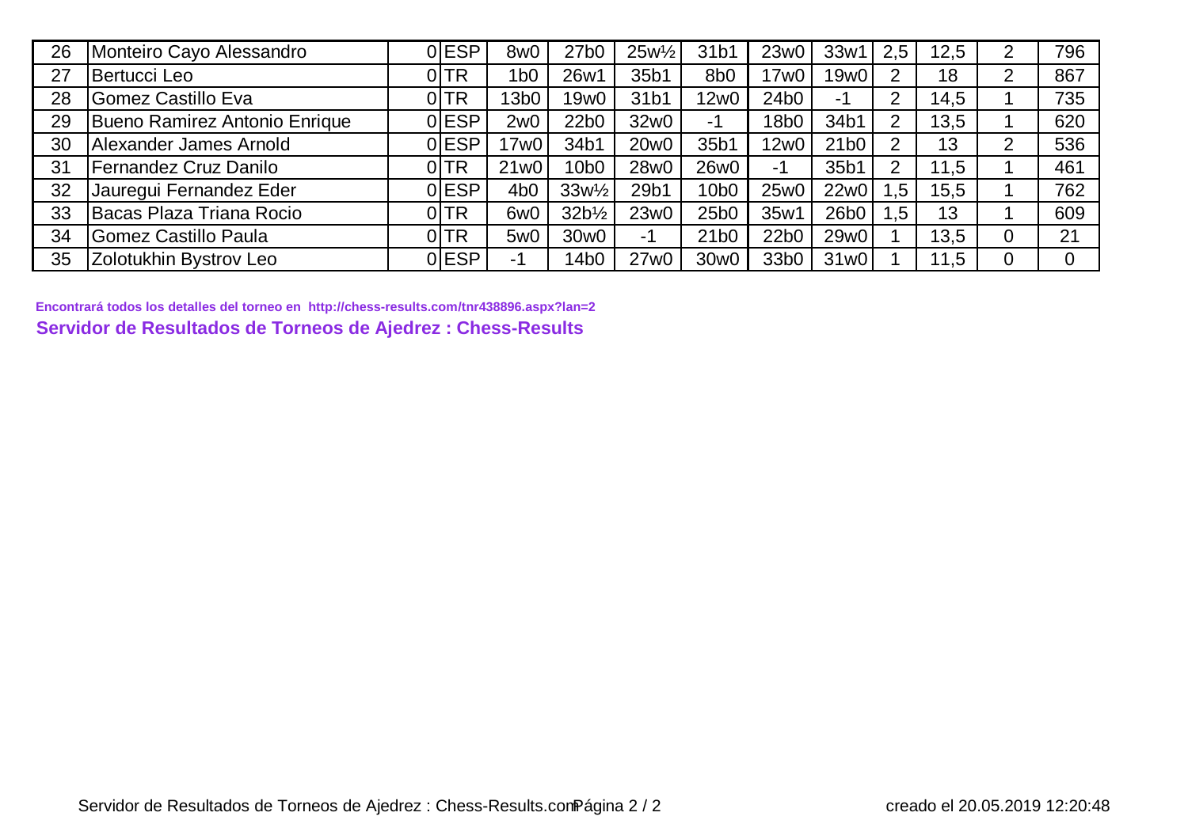| | | | | | | | | | | | | | | |
|---|---|---|---|---|---|---|---|---|---|---|---|---|---|---|
| 26 | Monteiro Cayo Alessandro | 0 | ESP | 8w0 | 27b0 | 25w½ | 31b1 | 23w0 | 33w1 | 2,5 | 12,5 | 2 | 796 |
| 27 | Bertucci Leo | 0 | TR | 1b0 | 26w1 | 35b1 | 8b0 | 17w0 | 19w0 | 2 | 18 | 2 | 867 |
| 28 | Gomez Castillo Eva | 0 | TR | 13b0 | 19w0 | 31b1 | 12w0 | 24b0 | -1 | 2 | 14,5 | 1 | 735 |
| 29 | Bueno Ramirez Antonio Enrique | 0 | ESP | 2w0 | 22b0 | 32w0 | -1 | 18b0 | 34b1 | 2 | 13,5 | 1 | 620 |
| 30 | Alexander James Arnold | 0 | ESP | 17w0 | 34b1 | 20w0 | 35b1 | 12w0 | 21b0 | 2 | 13 | 2 | 536 |
| 31 | Fernandez Cruz Danilo | 0 | TR | 21w0 | 10b0 | 28w0 | 26w0 | -1 | 35b1 | 2 | 11,5 | 1 | 461 |
| 32 | Jauregui Fernandez Eder | 0 | ESP | 4b0 | 33w½ | 29b1 | 10b0 | 25w0 | 22w0 | 1,5 | 15,5 | 1 | 762 |
| 33 | Bacas Plaza Triana Rocio | 0 | TR | 6w0 | 32b½ | 23w0 | 25b0 | 35w1 | 26b0 | 1,5 | 13 | 1 | 609 |
| 34 | Gomez Castillo Paula | 0 | TR | 5w0 | 30w0 | -1 | 21b0 | 22b0 | 29w0 | 1 | 13,5 | 0 | 21 |
| 35 | Zolotukhin Bystrov Leo | 0 | ESP | -1 | 14b0 | 27w0 | 30w0 | 33b0 | 31w0 | 1 | 11,5 | 0 | 0 |

**Encontrará todos los detalles del torneo en http://chess-results.com/tnr438896.aspx?lan=2**

**Servidor de Resultados de Torneos de Ajedrez : Chess-Results**

Servidor de Resultados de Torneos de Ajedrez : Chess-Results.com — creado el 20.05.2019 12:20:48